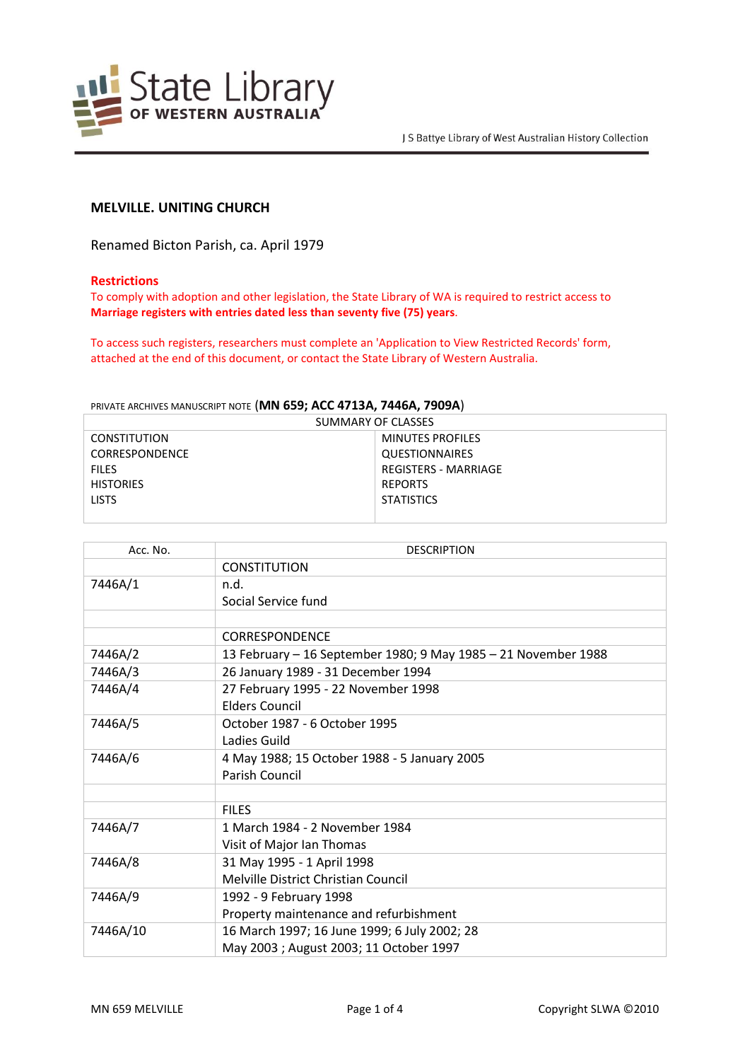J S Battye Library of West Australian History Collection

## MELVILLE. UNITING CHURCH

Renamed Bicton Parish, ca. April 1979

**Restrictions**
To comply with adoption and other legislation, the State Library of WA is required to restrict access to **Marriage registers with entries dated less than seventy five (75) years**.

To access such registers, researchers must complete an 'Application to View Restricted Records' form, attached at the end of this document, or contact the State Library of Western Australia.

PRIVATE ARCHIVES MANUSCRIPT NOTE (**MN 659; ACC 4713A, 7446A, 7909A**)

| SUMMARY OF CLASSES | |
|---|---|
| CONSTITUTION | MINUTES PROFILES |
| CORRESPONDENCE | QUESTIONNAIRES |
| FILES | REGISTERS - MARRIAGE |
| HISTORIES | REPORTS |
| LISTS | STATISTICS |

| Acc. No. | DESCRIPTION |
|---|---|
| | CONSTITUTION |
| 7446A/1 | n.d.<br>Social Service fund |
| | |
| | CORRESPONDENCE |
| 7446A/2 | 13 February – 16 September 1980; 9 May 1985 – 21 November 1988 |
| 7446A/3 | 26 January 1989 - 31 December 1994 |
| 7446A/4 | 27 February 1995 - 22 November 1998<br>Elders Council |
| 7446A/5 | October 1987 - 6 October 1995<br>Ladies Guild |
| 7446A/6 | 4 May 1988; 15 October 1988 - 5 January 2005<br>Parish Council |
| | |
| | FILES |
| 7446A/7 | 1 March 1984 - 2 November 1984<br>Visit of Major Ian Thomas |
| 7446A/8 | 31 May 1995 - 1 April 1998<br>Melville District Christian Council |
| 7446A/9 | 1992 - 9 February 1998<br>Property maintenance and refurbishment |
| 7446A/10 | 16 March 1997; 16 June 1999; 6 July 2002; 28 May 2003 ; August 2003; 11 October 1997 |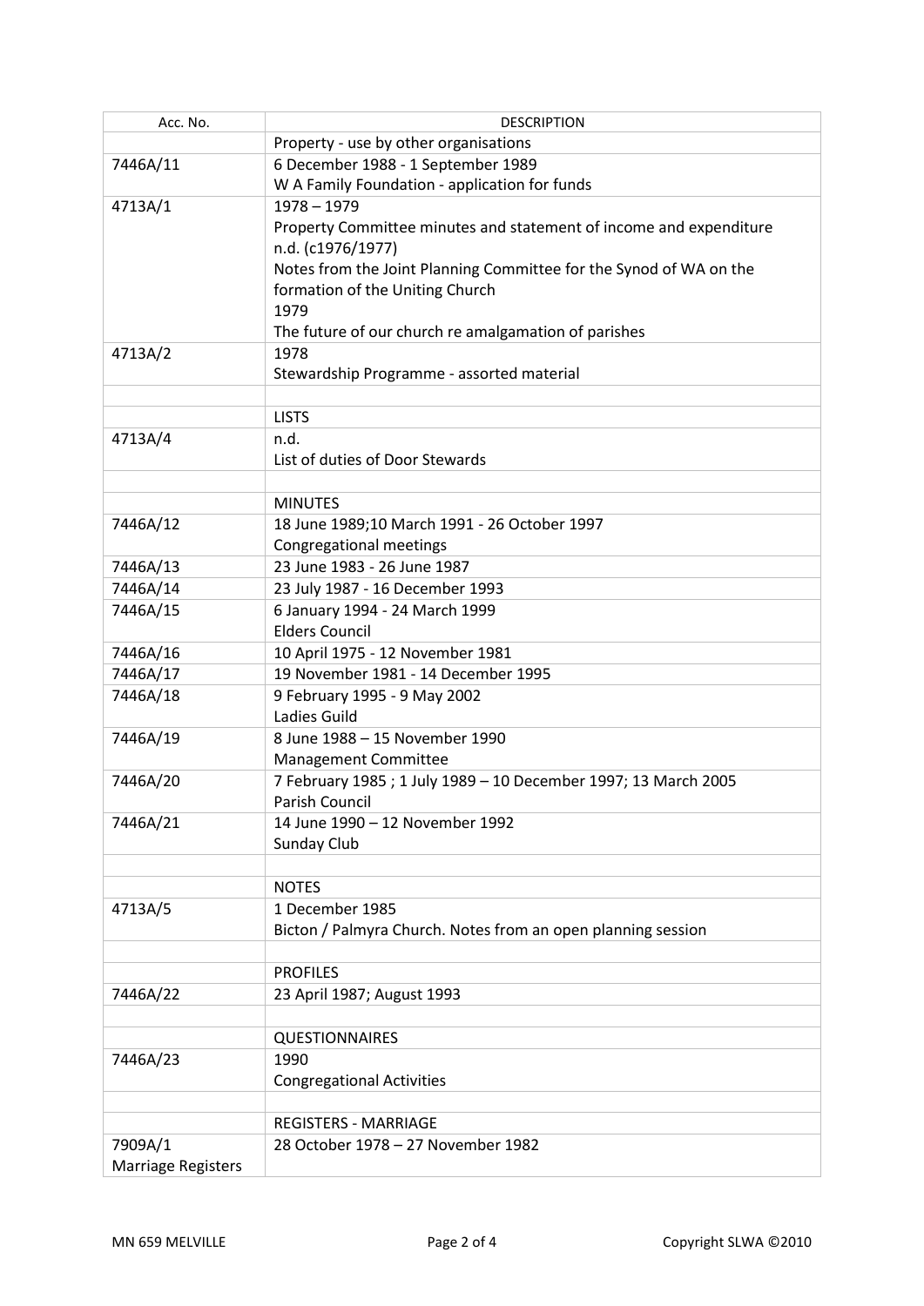| Acc. No. | DESCRIPTION |
|---|---|
| | Property - use by other organisations |
| 7446A/11 | 6 December 1988 - 1 September 1989<br>W A Family Foundation - application for funds |
| 4713A/1 | 1978 – 1979<br>Property Committee minutes and statement of income and expenditure<br>n.d. (c1976/1977)<br>Notes from the Joint Planning Committee for the Synod of WA on the formation of the Uniting Church<br>1979<br>The future of our church re amalgamation of parishes |
| 4713A/2 | 1978<br>Stewardship Programme - assorted material |
| | |
| | LISTS |
| 4713A/4 | n.d.<br>List of duties of Door Stewards |
| | |
| | MINUTES |
| 7446A/12 | 18 June 1989;10 March 1991 - 26 October 1997<br>Congregational meetings |
| 7446A/13 | 23 June 1983 - 26 June 1987 |
| 7446A/14 | 23 July 1987 - 16 December 1993 |
| 7446A/15 | 6 January 1994 - 24 March 1999<br>Elders Council |
| 7446A/16 | 10 April 1975 - 12 November 1981 |
| 7446A/17 | 19 November 1981 - 14 December 1995 |
| 7446A/18 | 9 February 1995 - 9 May 2002<br>Ladies Guild |
| 7446A/19 | 8 June 1988 – 15 November 1990<br>Management Committee |
| 7446A/20 | 7 February 1985 ; 1 July 1989 – 10 December 1997; 13 March 2005<br>Parish Council |
| 7446A/21 | 14 June 1990 – 12 November 1992<br>Sunday Club |
| | |
| | NOTES |
| 4713A/5 | 1 December 1985<br>Bicton / Palmyra Church. Notes from an open planning session |
| | |
| | PROFILES |
| 7446A/22 | 23 April 1987; August 1993 |
| | |
| | QUESTIONNAIRES |
| 7446A/23 | 1990<br>Congregational Activities |
| | |
| | REGISTERS - MARRIAGE |
| 7909A/1<br>Marriage Registers | 28 October 1978 – 27 November 1982 |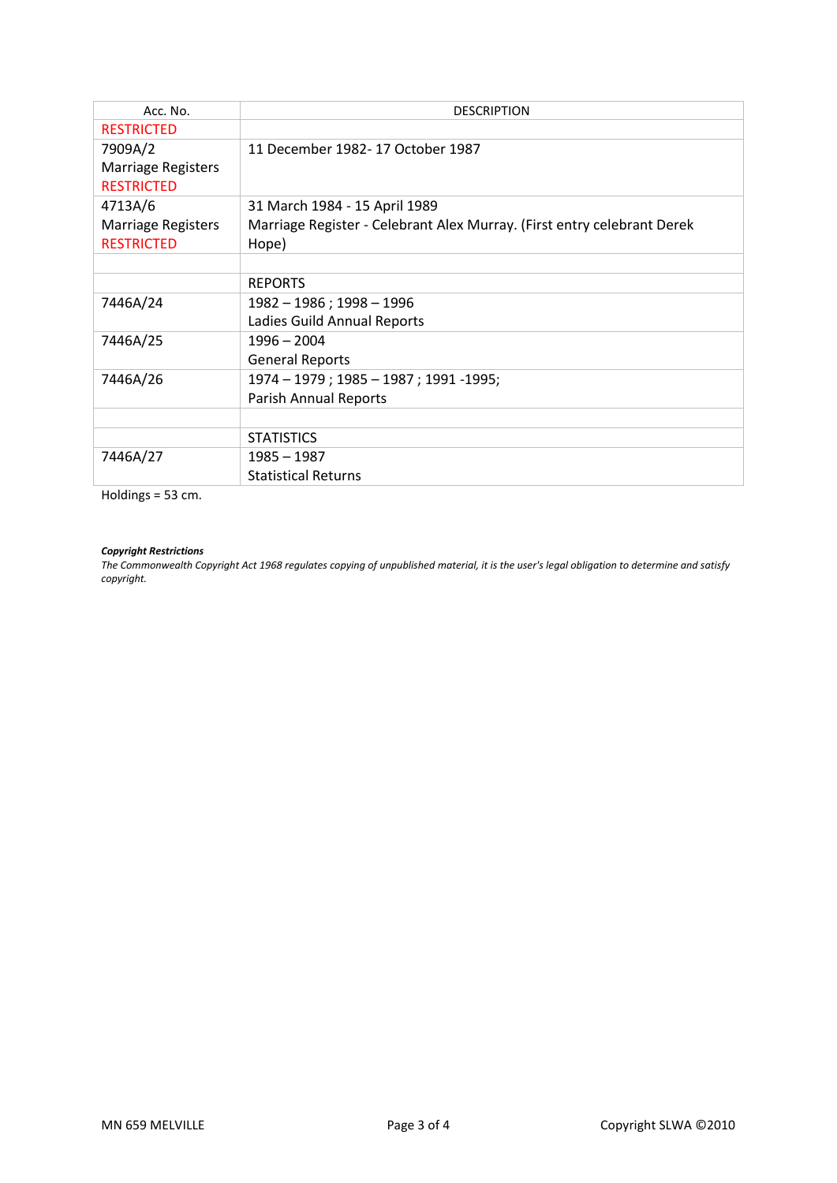| Acc. No. | DESCRIPTION |
|---|---|
| RESTRICTED | |
| 7909A/2<br>Marriage Registers<br>RESTRICTED | 11 December 1982- 17 October 1987 |
| 4713A/6<br>Marriage Registers<br>RESTRICTED | 31 March 1984 - 15 April 1989<br>Marriage Register - Celebrant Alex Murray. (First entry celebrant Derek Hope) |
| | |
| | REPORTS |
| 7446A/24 | 1982 – 1986 ; 1998 – 1996<br>Ladies Guild Annual Reports |
| 7446A/25 | 1996 – 2004<br>General Reports |
| 7446A/26 | 1974 – 1979 ; 1985 – 1987 ; 1991 -1995;<br>Parish Annual Reports |
| | |
| | STATISTICS |
| 7446A/27 | 1985 – 1987<br>Statistical Returns |

Holdings = 53 cm.

***Copyright Restrictions***

*The Commonwealth Copyright Act 1968 regulates copying of unpublished material, it is the user's legal obligation to determine and satisfy copyright.*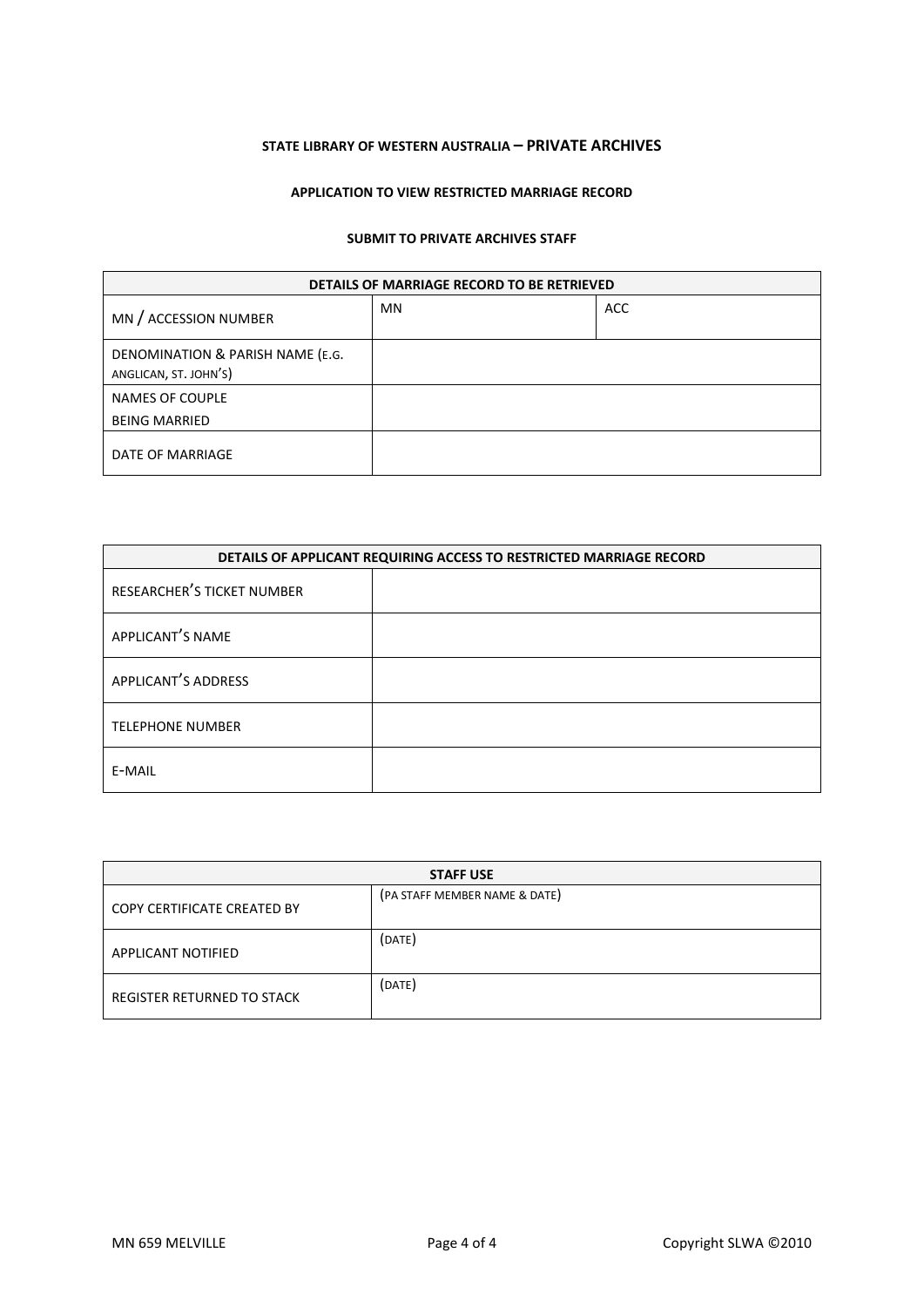**STATE LIBRARY OF WESTERN AUSTRALIA – PRIVATE ARCHIVES**

**APPLICATION TO VIEW RESTRICTED MARRIAGE RECORD**

**SUBMIT TO PRIVATE ARCHIVES STAFF**

| **DETAILS OF MARRIAGE RECORD TO BE RETRIEVED** | | |
|---|---|---|
| MN / ACCESSION NUMBER | MN | ACC |
| DENOMINATION & PARISH NAME (E.G. ANGLICAN, ST. JOHN'S) | | |
| NAMES OF COUPLE BEING MARRIED | | |
| DATE OF MARRIAGE | | |

| **DETAILS OF APPLICANT REQUIRING ACCESS TO RESTRICTED MARRIAGE RECORD** | |
|---|---|
| RESEARCHER'S TICKET NUMBER | |
| APPLICANT'S NAME | |
| APPLICANT'S ADDRESS | |
| TELEPHONE NUMBER | |
| E-MAIL | |

| **STAFF USE** | |
|---|---|
| COPY CERTIFICATE CREATED BY | (PA STAFF MEMBER NAME & DATE) |
| APPLICANT NOTIFIED | (DATE) |
| REGISTER RETURNED TO STACK | (DATE) |

MN 659 MELVILLE

Copyright SLWA ©2010